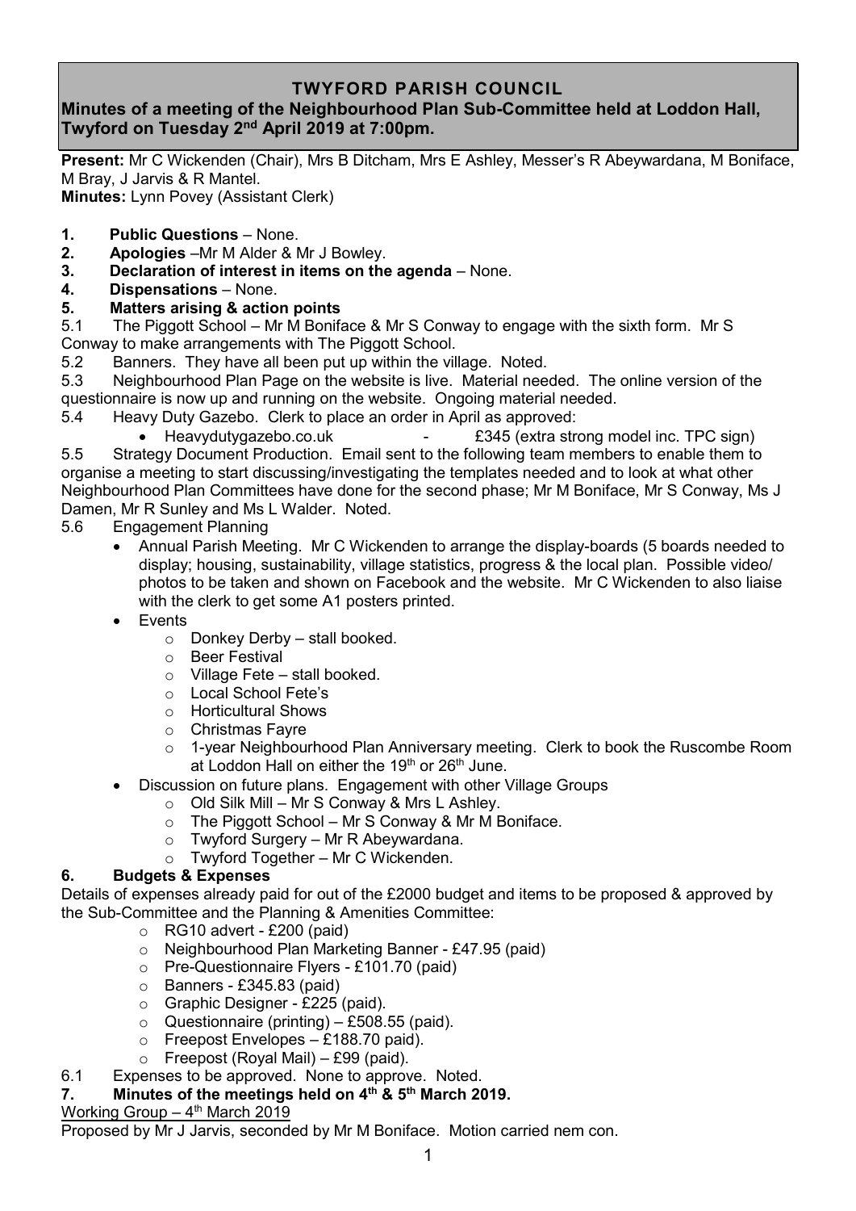# TWYFORD PARISH COUNCIL

## Minutes of a meeting of the Neighbourhood Plan Sub-Committee held at Loddon Hall, Twyford on Tuesday 2nd April 2019 at 7:00pm.

**Present:** Mr C Wickenden (Chair), Mrs B Ditcham, Mrs E Ashley, Messer's R Abeywardana, M Boniface, M Bray, J Jarvis & R Mantel.

**Minutes:** Lynn Povey (Assistant Clerk)

1. **Public Questions** – None.
2. **Apologies** –Mr M Alder & Mr J Bowley.
3. **Declaration of interest in items on the agenda** – None.
4. **Dispensations** – None.
5. **Matters arising & action points**

5.1 The Piggott School – Mr M Boniface & Mr S Conway to engage with the sixth form. Mr S Conway to make arrangements with The Piggott School.

5.2 Banners. They have all been put up within the village. Noted.

5.3 Neighbourhood Plan Page on the website is live. Material needed. The online version of the questionnaire is now up and running on the website. Ongoing material needed.

5.4 Heavy Duty Gazebo. Clerk to place an order in April as approved:

- Heavydutygazebo.co.uk - £345 (extra strong model inc. TPC sign)

5.5 Strategy Document Production. Email sent to the following team members to enable them to organise a meeting to start discussing/investigating the templates needed and to look at what other Neighbourhood Plan Committees have done for the second phase; Mr M Boniface, Mr S Conway, Ms J Damen, Mr R Sunley and Ms L Walder. Noted.

5.6 Engagement Planning

- Annual Parish Meeting. Mr C Wickenden to arrange the display-boards (5 boards needed to display; housing, sustainability, village statistics, progress & the local plan. Possible video/ photos to be taken and shown on Facebook and the website. Mr C Wickenden to also liaise with the clerk to get some A1 posters printed.
- Events
  - Donkey Derby – stall booked.
  - Beer Festival
  - Village Fete – stall booked.
  - Local School Fete's
  - Horticultural Shows
  - Christmas Fayre
  - 1-year Neighbourhood Plan Anniversary meeting. Clerk to book the Ruscombe Room at Loddon Hall on either the 19th or 26th June.
- Discussion on future plans. Engagement with other Village Groups
  - Old Silk Mill – Mr S Conway & Mrs L Ashley.
  - The Piggott School – Mr S Conway & Mr M Boniface.
  - Twyford Surgery – Mr R Abeywardana.
  - Twyford Together – Mr C Wickenden.

6. **Budgets & Expenses**

Details of expenses already paid for out of the £2000 budget and items to be proposed & approved by the Sub-Committee and the Planning & Amenities Committee:

- RG10 advert - £200 (paid)
- Neighbourhood Plan Marketing Banner - £47.95 (paid)
- Pre-Questionnaire Flyers - £101.70 (paid)
- Banners - £345.83 (paid)
- Graphic Designer - £225 (paid).
- Questionnaire (printing) – £508.55 (paid).
- Freepost Envelopes – £188.70 paid).
- Freepost (Royal Mail) – £99 (paid).

6.1 Expenses to be approved. None to approve. Noted.

7. **Minutes of the meetings held on 4th & 5th March 2019.**

Working Group – 4th March 2019

Proposed by Mr J Jarvis, seconded by Mr M Boniface. Motion carried nem con.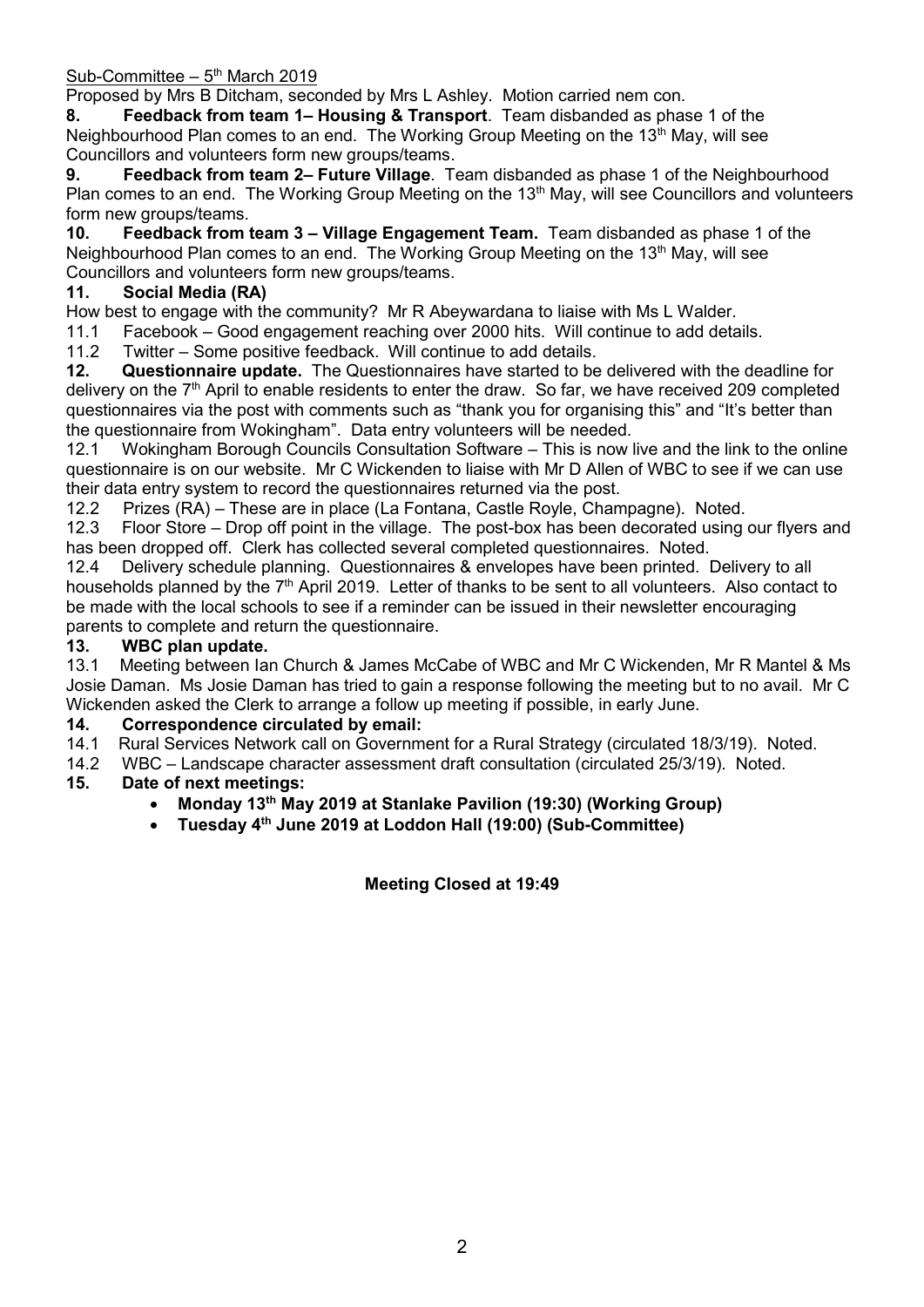Sub-Committee – 5th March 2019

Proposed by Mrs B Ditcham, seconded by Mrs L Ashley. Motion carried nem con.

**8. Feedback from team 1– Housing & Transport**. Team disbanded as phase 1 of the Neighbourhood Plan comes to an end. The Working Group Meeting on the 13th May, will see Councillors and volunteers form new groups/teams.

**9. Feedback from team 2– Future Village**. Team disbanded as phase 1 of the Neighbourhood Plan comes to an end. The Working Group Meeting on the 13th May, will see Councillors and volunteers form new groups/teams.

**10. Feedback from team 3 – Village Engagement Team.** Team disbanded as phase 1 of the Neighbourhood Plan comes to an end. The Working Group Meeting on the 13th May, will see Councillors and volunteers form new groups/teams.

**11. Social Media (RA)**

How best to engage with the community? Mr R Abeywardana to liaise with Ms L Walder.

11.1 Facebook – Good engagement reaching over 2000 hits. Will continue to add details.

11.2 Twitter – Some positive feedback. Will continue to add details.

**12. Questionnaire update.** The Questionnaires have started to be delivered with the deadline for delivery on the 7th April to enable residents to enter the draw. So far, we have received 209 completed questionnaires via the post with comments such as "thank you for organising this" and "It's better than the questionnaire from Wokingham". Data entry volunteers will be needed.

12.1 Wokingham Borough Councils Consultation Software – This is now live and the link to the online questionnaire is on our website. Mr C Wickenden to liaise with Mr D Allen of WBC to see if we can use their data entry system to record the questionnaires returned via the post.

12.2 Prizes (RA) – These are in place (La Fontana, Castle Royle, Champagne). Noted.

12.3 Floor Store – Drop off point in the village. The post-box has been decorated using our flyers and has been dropped off. Clerk has collected several completed questionnaires. Noted.

12.4 Delivery schedule planning. Questionnaires & envelopes have been printed. Delivery to all households planned by the 7th April 2019. Letter of thanks to be sent to all volunteers. Also contact to be made with the local schools to see if a reminder can be issued in their newsletter encouraging parents to complete and return the questionnaire.

**13. WBC plan update.**

13.1 Meeting between Ian Church & James McCabe of WBC and Mr C Wickenden, Mr R Mantel & Ms Josie Daman. Ms Josie Daman has tried to gain a response following the meeting but to no avail. Mr C Wickenden asked the Clerk to arrange a follow up meeting if possible, in early June.

**14. Correspondence circulated by email:**

14.1 Rural Services Network call on Government for a Rural Strategy (circulated 18/3/19). Noted.

14.2 WBC – Landscape character assessment draft consultation (circulated 25/3/19). Noted.

**15. Date of next meetings:**

- **Monday 13th May 2019 at Stanlake Pavilion (19:30) (Working Group)**
- **Tuesday 4th June 2019 at Loddon Hall (19:00) (Sub-Committee)**

**Meeting Closed at 19:49**